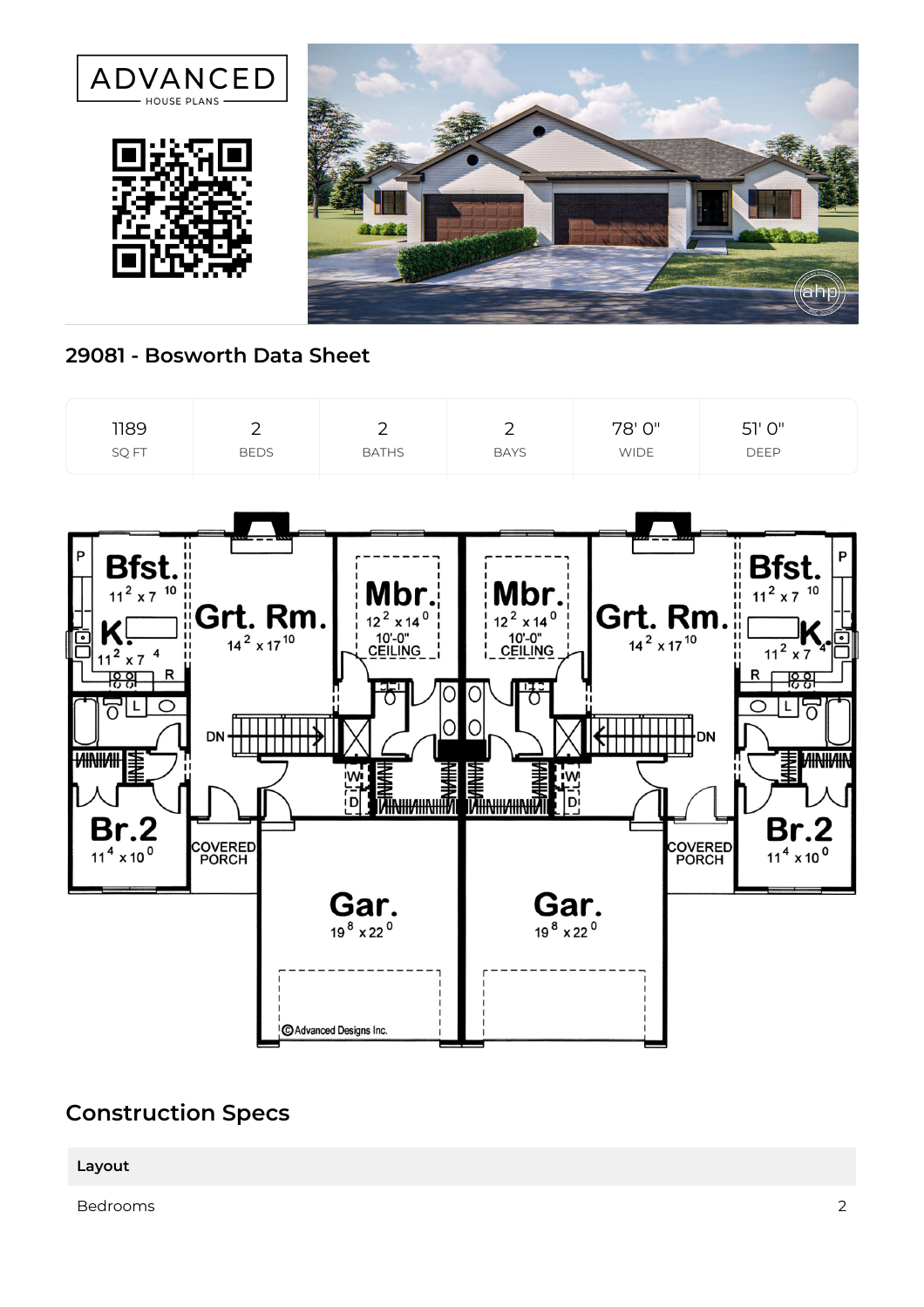ADVANCED
HOUSE PLANS

## 29081 - Bosworth Data Sheet

| 1189 | 2 | 2 | 2 | 78' 0" | 51' 0" |
|---|---|---|---|---|---|
| SQ FT | BEDS | BATHS | BAYS | WIDE | DEEP |

## Construction Specs

| Layout | |
|---|---|
| Bedrooms | 2 |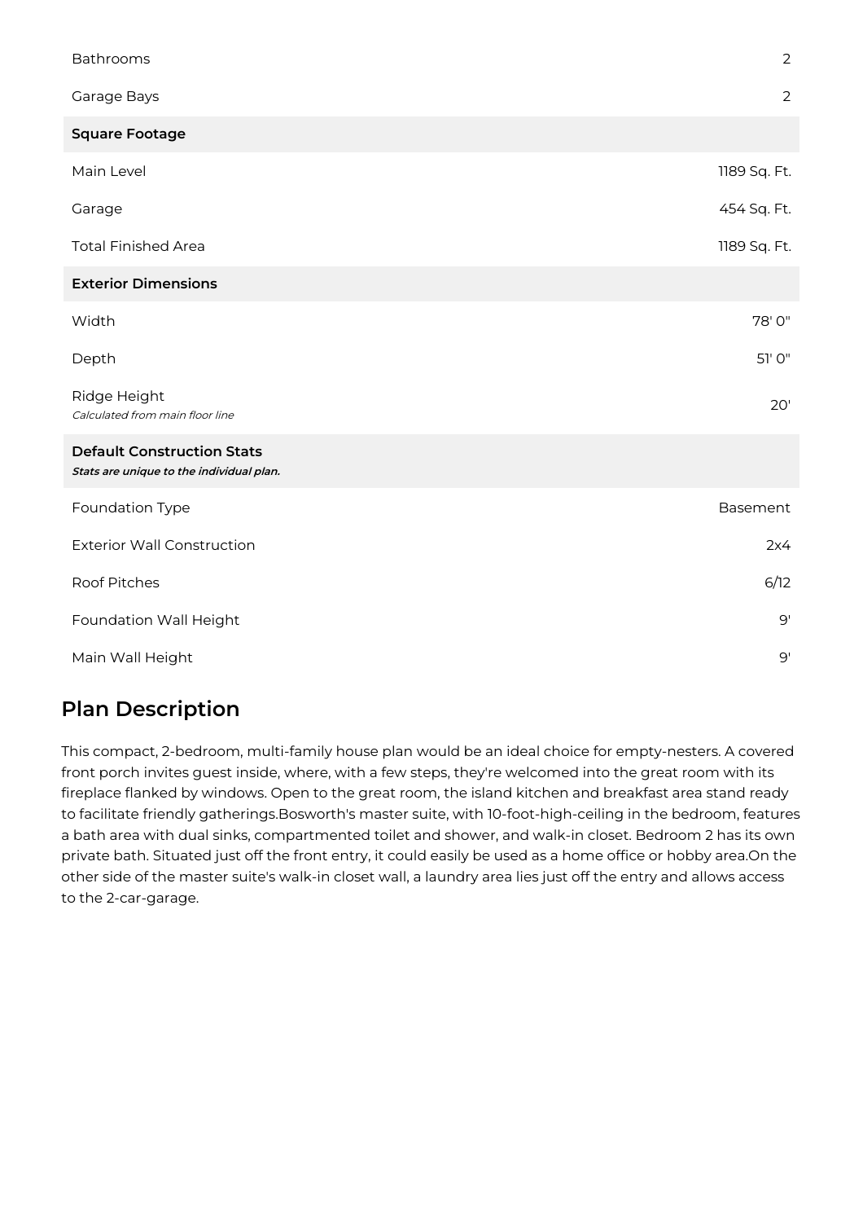| | |
|---|---|
| Bathrooms | 2 |
| Garage Bays | 2 |
| **Square Footage** | |
| Main Level | 1189 Sq. Ft. |
| Garage | 454 Sq. Ft. |
| Total Finished Area | 1189 Sq. Ft. |
| **Exterior Dimensions** | |
| Width | 78' 0" |
| Depth | 51' 0" |
| Ridge Height *Calculated from main floor line* | 20' |
| **Default Construction Stats** ***Stats are unique to the individual plan.*** | |
| Foundation Type | Basement |
| Exterior Wall Construction | 2x4 |
| Roof Pitches | 6/12 |
| Foundation Wall Height | 9' |
| Main Wall Height | 9' |

## Plan Description

This compact, 2-bedroom, multi-family house plan would be an ideal choice for empty-nesters. A covered front porch invites guest inside, where, with a few steps, they're welcomed into the great room with its fireplace flanked by windows. Open to the great room, the island kitchen and breakfast area stand ready to facilitate friendly gatherings.Bosworth's master suite, with 10-foot-high-ceiling in the bedroom, features a bath area with dual sinks, compartmented toilet and shower, and walk-in closet. Bedroom 2 has its own private bath. Situated just off the front entry, it could easily be used as a home office or hobby area.On the other side of the master suite's walk-in closet wall, a laundry area lies just off the entry and allows access to the 2-car-garage.